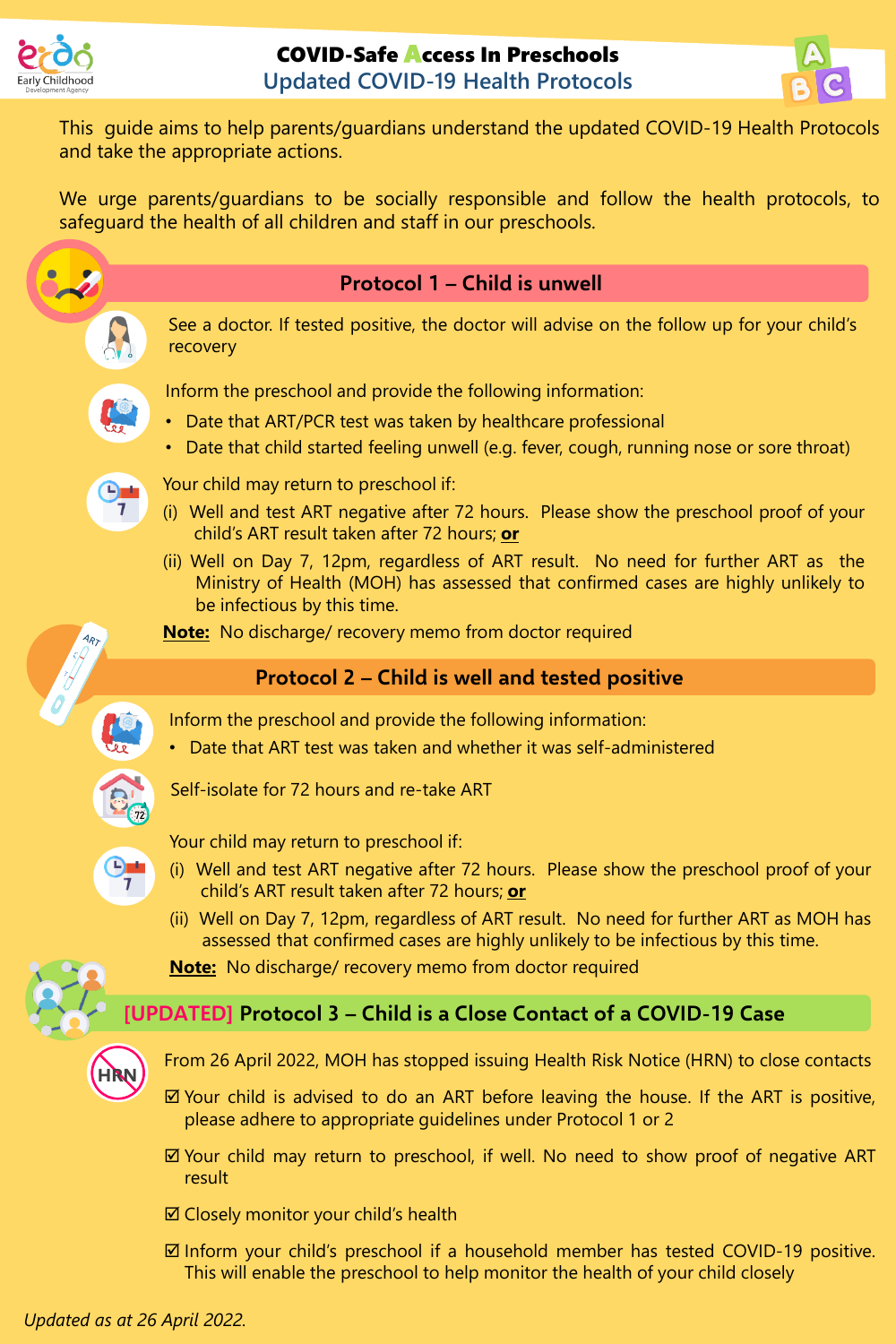# COVID-Safe Access In Preschools

## Updated COVID-19 Health Protocols

This guide aims to help parents/guardians understand the updated COVID-19 Health Protocols and take the appropriate actions.

We urge parents/guardians to be socially responsible and follow the health protocols, to safeguard the health of all children and staff in our preschools.

## Protocol 1 – Child is unwell

See a doctor. If tested positive, the doctor will advise on the follow up for your child's recovery

Inform the preschool and provide the following information:

- Date that ART/PCR test was taken by healthcare professional
- Date that child started feeling unwell (e.g. fever, cough, running nose or sore throat)

Your child may return to preschool if:

(i) Well and test ART negative after 72 hours. Please show the preschool proof of your child's ART result taken after 72 hours; **or**

(ii) Well on Day 7, 12pm, regardless of ART result. No need for further ART as the Ministry of Health (MOH) has assessed that confirmed cases are highly unlikely to be infectious by this time.

**Note:** No discharge/ recovery memo from doctor required

## Protocol 2 – Child is well and tested positive

Inform the preschool and provide the following information:

- Date that ART test was taken and whether it was self-administered

Self-isolate for 72 hours and re-take ART

Your child may return to preschool if:

(i) Well and test ART negative after 72 hours. Please show the preschool proof of your child's ART result taken after 72 hours; **or**

(ii) Well on Day 7, 12pm, regardless of ART result. No need for further ART as MOH has assessed that confirmed cases are highly unlikely to be infectious by this time.

**Note:** No discharge/ recovery memo from doctor required

## [UPDATED] Protocol 3 – Child is a Close Contact of a COVID-19 Case

From 26 April 2022, MOH has stopped issuing Health Risk Notice (HRN) to close contacts

☑ Your child is advised to do an ART before leaving the house. If the ART is positive, please adhere to appropriate guidelines under Protocol 1 or 2

☑ Your child may return to preschool, if well. No need to show proof of negative ART result

☑ Closely monitor your child's health

☑ Inform your child's preschool if a household member has tested COVID-19 positive. This will enable the preschool to help monitor the health of your child closely

*Updated as at 26 April 2022.*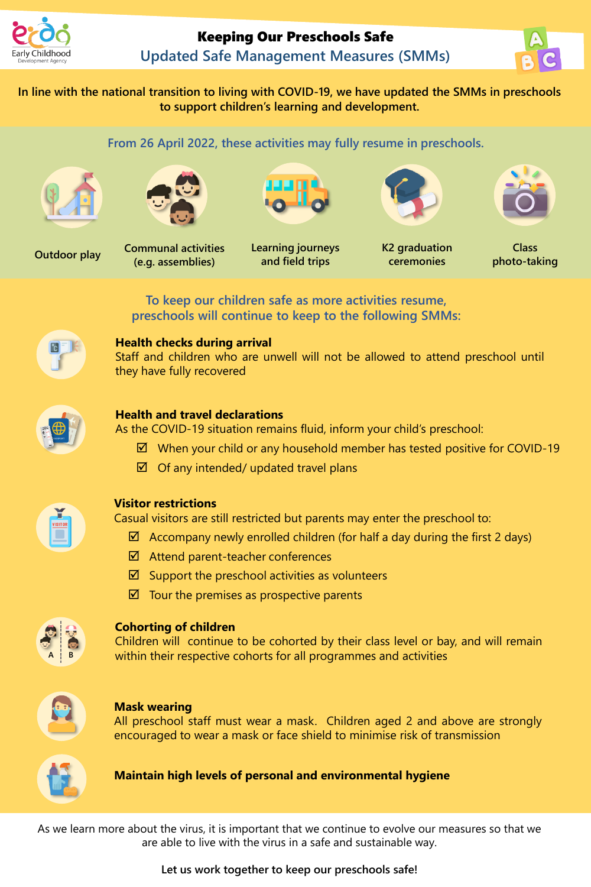# Keeping Our Preschools Safe

## Updated Safe Management Measures (SMMs)

**In line with the national transition to living with COVID-19, we have updated the SMMs in preschools to support children's learning and development.**

### From 26 April 2022, these activities may fully resume in preschools.

- Outdoor play
- Communal activities (e.g. assemblies)
- Learning journeys and field trips
- K2 graduation ceremonies
- Class photo-taking

### To keep our children safe as more activities resume, preschools will continue to keep to the following SMMs:

**Health checks during arrival**
Staff and children who are unwell will not be allowed to attend preschool until they have fully recovered

**Health and travel declarations**
As the COVID-19 situation remains fluid, inform your child's preschool:

- ☑ When your child or any household member has tested positive for COVID-19
- ☑ Of any intended/ updated travel plans

**Visitor restrictions**
Casual visitors are still restricted but parents may enter the preschool to:

- ☑ Accompany newly enrolled children (for half a day during the first 2 days)
- ☑ Attend parent-teacher conferences
- ☑ Support the preschool activities as volunteers
- ☑ Tour the premises as prospective parents

**Cohorting of children**
Children will continue to be cohorted by their class level or bay, and will remain within their respective cohorts for all programmes and activities

**Mask wearing**
All preschool staff must wear a mask. Children aged 2 and above are strongly encouraged to wear a mask or face shield to minimise risk of transmission

**Maintain high levels of personal and environmental hygiene**

As we learn more about the virus, it is important that we continue to evolve our measures so that we are able to live with the virus in a safe and sustainable way.

**Let us work together to keep our preschools safe!**